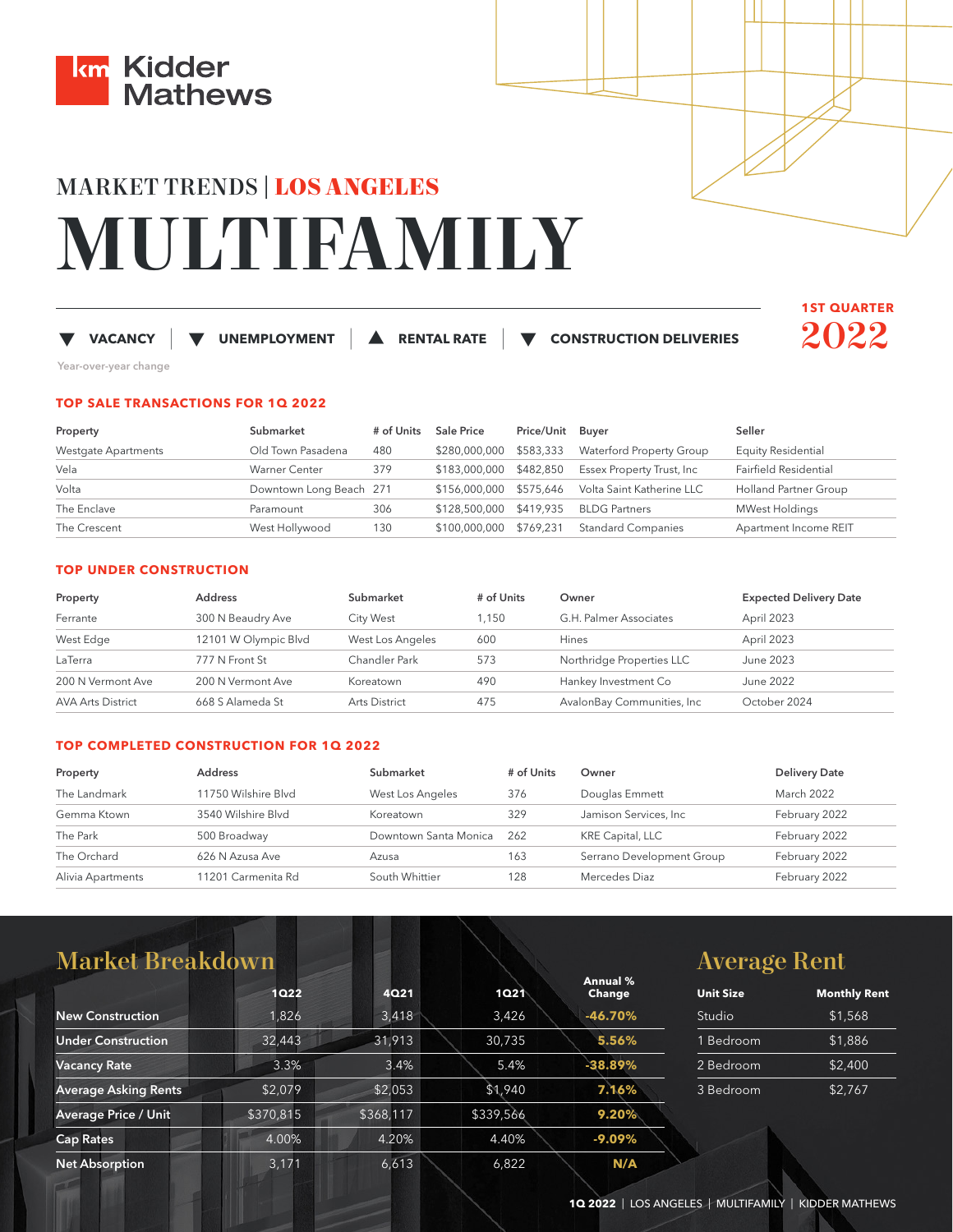# Kidder Mathews

## MARKET TRENDS | LOS ANGELES

# MULTIFAMILY

**1ST QUARTER 2022**

▼ **VACANCY** | ▼ **UNEMPLOYMENT** | ▲ **RENTAL RATE** | ▼ **CONSTRUCTION DELIVERIES**

Year-over-year change

### TOP SALE TRANSACTIONS FOR 1Q 2022

| Property | Submarket | # of Units | Sale Price | Price/Unit | Buyer | Seller |
|---|---|---|---|---|---|---|
| Westgate Apartments | Old Town Pasadena | 480 | $280,000,000 | $583,333 | Waterford Property Group | Equity Residential |
| Vela | Warner Center | 379 | $183,000,000 | $482,850 | Essex Property Trust, Inc | Fairfield Residential |
| Volta | Downtown Long Beach | 271 | $156,000,000 | $575,646 | Volta Saint Katherine LLC | Holland Partner Group |
| The Enclave | Paramount | 306 | $128,500,000 | $419,935 | BLDG Partners | MWest Holdings |
| The Crescent | West Hollywood | 130 | $100,000,000 | $769,231 | Standard Companies | Apartment Income REIT |

### TOP UNDER CONSTRUCTION

| Property | Address | Submarket | # of Units | Owner | Expected Delivery Date |
|---|---|---|---|---|---|
| Ferrante | 300 N Beaudry Ave | City West | 1,150 | G.H. Palmer Associates | April 2023 |
| West Edge | 12101 W Olympic Blvd | West Los Angeles | 600 | Hines | April 2023 |
| LaTerra | 777 N Front St | Chandler Park | 573 | Northridge Properties LLC | June 2023 |
| 200 N Vermont Ave | 200 N Vermont Ave | Koreatown | 490 | Hankey Investment Co | June 2022 |
| AVA Arts District | 668 S Alameda St | Arts District | 475 | AvalonBay Communities, Inc | October 2024 |

### TOP COMPLETED CONSTRUCTION FOR 1Q 2022

| Property | Address | Submarket | # of Units | Owner | Delivery Date |
|---|---|---|---|---|---|
| The Landmark | 11750 Wilshire Blvd | West Los Angeles | 376 | Douglas Emmett | March 2022 |
| Gemma Ktown | 3540 Wilshire Blvd | Koreatown | 329 | Jamison Services, Inc | February 2022 |
| The Park | 500 Broadway | Downtown Santa Monica | 262 | KRE Capital, LLC | February 2022 |
| The Orchard | 626 N Azusa Ave | Azusa | 163 | Serrano Development Group | February 2022 |
| Alivia Apartments | 11201 Carmenita Rd | South Whittier | 128 | Mercedes Diaz | February 2022 |

## Market Breakdown

| | 1Q22 | 4Q21 | 1Q21 | Annual % Change |
|---|---|---|---|---|
| **New Construction** | 1,826 | 3,418 | 3,426 | **-46.70%** |
| **Under Construction** | 32,443 | 31,913 | 30,735 | **5.56%** |
| **Vacancy Rate** | 3.3% | 3.4% | 5.4% | **-38.89%** |
| **Average Asking Rents** | $2,079 | $2,053 | $1,940 | **7.16%** |
| **Average Price / Unit** | $370,815 | $368,117 | $339,566 | **9.20%** |
| **Cap Rates** | 4.00% | 4.20% | 4.40% | **-9.09%** |
| **Net Absorption** | 3,171 | 6,613 | 6,822 | **N/A** |

## Average Rent

| Unit Size | Monthly Rent |
|---|---|
| Studio | $1,568 |
| 1 Bedroom | $1,886 |
| 2 Bedroom | $2,400 |
| 3 Bedroom | $2,767 |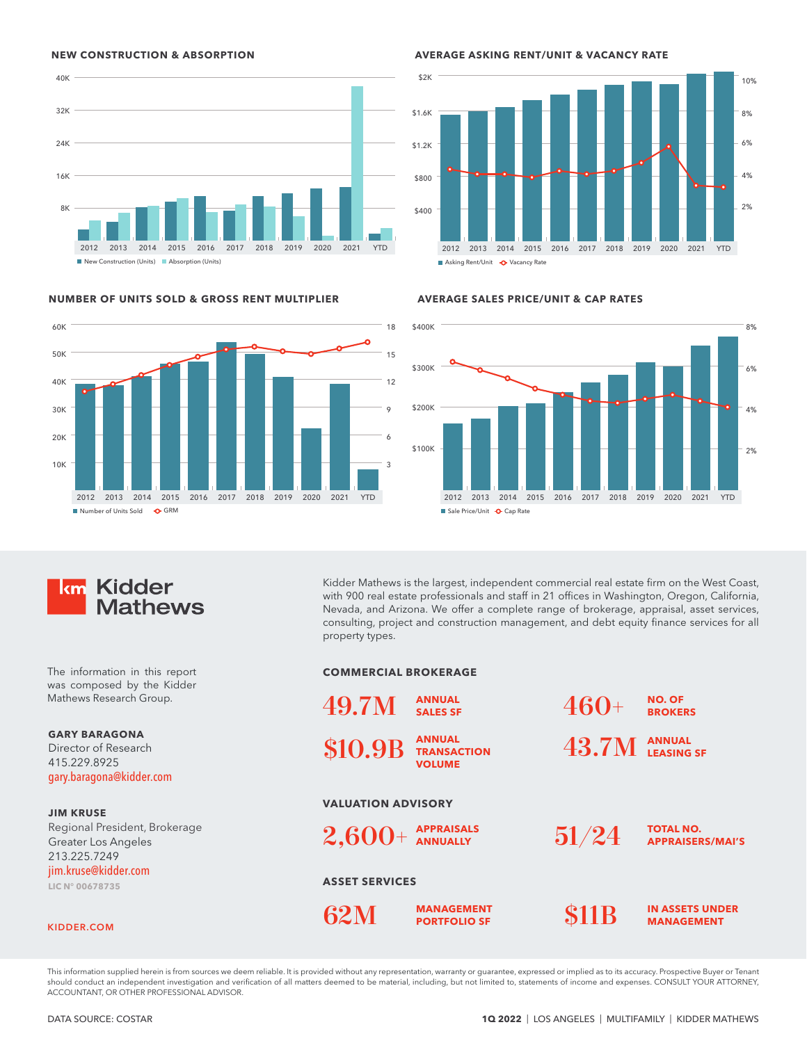## NEW CONSTRUCTION & ABSORPTION

40K
32K
24K
16K
8K

2012 2013 2014 2015 2016 2017 2018 2019 2020 2021 YTD

New Construction (Units) Absorption (Units)

## AVERAGE ASKING RENT/UNIT & VACANCY RATE

$2K
$1.6K
$1.2K
$800
$400

10%
8%
6%
4%
2%

2012 2013 2014 2015 2016 2017 2018 2019 2020 2021 YTD

Asking Rent/Unit Vacancy Rate

## NUMBER OF UNITS SOLD & GROSS RENT MULTIPLIER

60K
50K
40K
30K
20K
10K

18
15
12
9
6
3

2012 2013 2014 2015 2016 2017 2018 2019 2020 2021 YTD

Number of Units Sold GRM

## AVERAGE SALES PRICE/UNIT & CAP RATES

$400K
$300K
$200K
$100K

8%
6%
4%
2%

2012 2013 2014 2015 2016 2017 2018 2019 2020 2021 YTD

Sale Price/Unit Cap Rate

---

**Kidder Mathews**

Kidder Mathews is the largest, independent commercial real estate firm on the West Coast, with 900 real estate professionals and staff in 21 offices in Washington, Oregon, California, Nevada, and Arizona. We offer a complete range of brokerage, appraisal, asset services, consulting, project and construction management, and debt equity finance services for all property types.

The information in this report was composed by the Kidder Mathews Research Group.

**GARY BARAGONA**
Director of Research
415.229.8925
gary.baragona@kidder.com

**JIM KRUSE**
Regional President, Brokerage
Greater Los Angeles
213.225.7249
jim.kruse@kidder.com
LIC N° 00678735

KIDDER.COM

### COMMERCIAL BROKERAGE

49.7M ANNUAL SALES SF

460+ NO. OF BROKERS

$10.9B ANNUAL TRANSACTION VOLUME

43.7M ANNUAL LEASING SF

### VALUATION ADVISORY

2,600+ APPRAISALS ANNUALLY

51/24 TOTAL NO. APPRAISERS/MAI'S

### ASSET SERVICES

62M MANAGEMENT PORTFOLIO SF

$11B IN ASSETS UNDER MANAGEMENT

This information supplied herein is from sources we deem reliable. It is provided without any representation, warranty or guarantee, expressed or implied as to its accuracy. Prospective Buyer or Tenant should conduct an independent investigation and verification of all matters deemed to be material, including, but not limited to, statements of income and expenses. CONSULT YOUR ATTORNEY, ACCOUNTANT, OR OTHER PROFESSIONAL ADVISOR.

DATA SOURCE: COSTAR